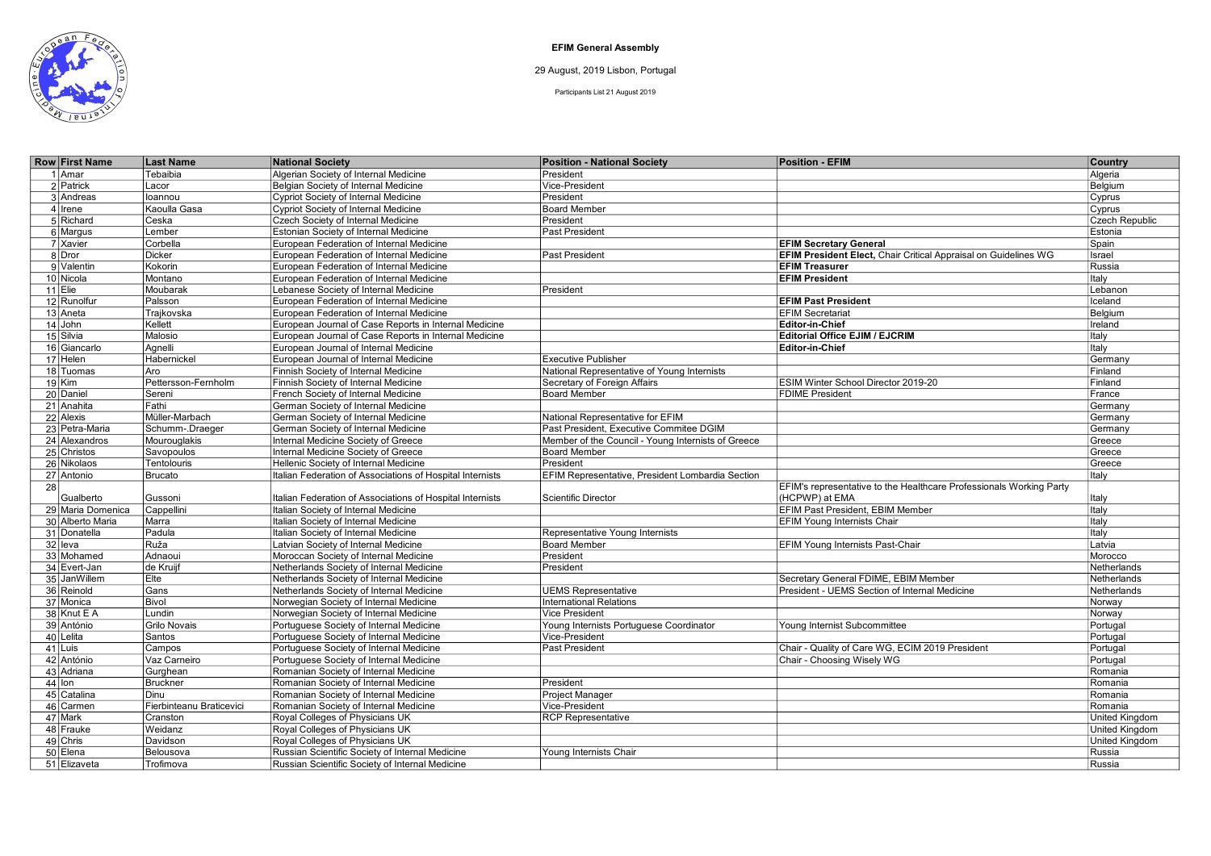**EFIM General Assembly**

29 August, 2019 Lisbon, Portugal

Participants List 21 August 2019

| Row | First Name | Last Name | National Society | Position - National Society | Position - EFIM | Country |
|---|---|---|---|---|---|---|
| 1 | Amar | Tebaibia | Algerian Society of Internal Medicine | President | | Algeria |
| 2 | Patrick | Lacor | Belgian Society of Internal Medicine | Vice-President | | Belgium |
| 3 | Andreas | Ioannou | Cypriot Society of Internal Medicine | President | | Cyprus |
| 4 | Irene | Kaoulla Gasa | Cypriot Society of Internal Medicine | Board Member | | Cyprus |
| 5 | Richard | Ceska | Czech Society of Internal Medicine | President | | Czech Republic |
| 6 | Margus | Lember | Estonian Society of Internal Medicine | Past President | | Estonia |
| 7 | Xavier | Corbella | European Federation of Internal Medicine | | **EFIM Secretary General** | Spain |
| 8 | Dror | Dicker | European Federation of Internal Medicine | Past President | **EFIM President Elect,** Chair Critical Appraisal on Guidelines WG | Israel |
| 9 | Valentin | Kokorin | European Federation of Internal Medicine | | **EFIM Treasurer** | Russia |
| 10 | Nicola | Montano | European Federation of Internal Medicine | | **EFIM President** | Italy |
| 11 | Elie | Moubarak | Lebanese Society of Internal Medicine | President | | Lebanon |
| 12 | Runolfur | Palsson | European Federation of Internal Medicine | | **EFIM Past President** | Iceland |
| 13 | Aneta | Trajkovska | European Federation of Internal Medicine | | EFIM Secretariat | Belgium |
| 14 | John | Kellett | European Journal of Case Reports in Internal Medicine | | **Editor-in-Chief** | Ireland |
| 15 | Silvia | Malosio | European Journal of Case Reports in Internal Medicine | | **Editorial Office EJIM / EJCRIM** | Italy |
| 16 | Giancarlo | Agnelli | European Journal of Internal Medicine | | **Editor-in-Chief** | Italy |
| 17 | Helen | Habernickel | European Journal of Internal Medicine | Executive Publisher | | Germany |
| 18 | Tuomas | Aro | Finnish Society of Internal Medicine | National Representative of Young Internists | | Finland |
| 19 | Kim | Pettersson-Fernholm | Finnish Society of Internal Medicine | Secretary of Foreign Affairs | ESIM Winter School Director 2019-20 | Finland |
| 20 | Daniel | Sereni | French Society of Internal Medicine | Board Member | FDIME President | France |
| 21 | Anahita | Fathi | German Society of Internal Medicine | | | Germany |
| 22 | Alexis | Müller-Marbach | German Society of Internal Medicine | National Representative for EFIM | | Germany |
| 23 | Petra-Maria | Schumm-.Draeger | German Society of Internal Medicine | Past President, Executive Commitee DGIM | | Germany |
| 24 | Alexandros | Mourouglakis | Internal Medicine Society of Greece | Member of the Council - Young Internists of Greece | | Greece |
| 25 | Christos | Savopoulos | Internal Medicine Society of Greece | Board Member | | Greece |
| 26 | Nikolaos | Tentolouris | Hellenic Society of Internal Medicine | President | | Greece |
| 27 | Antonio | Brucato | Italian Federation of Associations of Hospital Internists | EFIM Representative, President Lombardia Section | | Italy |
| 28 | Gualberto | Gussoni | Italian Federation of Associations of Hospital Internists | Scientific Director | EFIM's representative to the Healthcare Professionals Working Party (HCPWP) at EMA | Italy |
| 29 | Maria Domenica | Cappellini | Italian Society of Internal Medicine | | EFIM Past President, EBIM Member | Italy |
| 30 | Alberto Maria | Marra | Italian Society of Internal Medicine | | EFIM Young Internists Chair | Italy |
| 31 | Donatella | Padula | Italian Society of Internal Medicine | Representative Young Internists | | Italy |
| 32 | Ieva | Ruža | Latvian Society of Internal Medicine | Board Member | EFIM Young Internists Past-Chair | Latvia |
| 33 | Mohamed | Adnaoui | Moroccan Society of Internal Medicine | President | | Morocco |
| 34 | Evert-Jan | de Kruijf | Netherlands Society of Internal Medicine | President | | Netherlands |
| 35 | JanWillem | Elte | Netherlands Society of Internal Medicine | | Secretary General FDIME, EBIM Member | Netherlands |
| 36 | Reinold | Gans | Netherlands Society of Internal Medicine | UEMS Representative | President - UEMS Section of Internal Medicine | Netherlands |
| 37 | Monica | Bivol | Norwegian Society of Internal Medicine | International Relations | | Norway |
| 38 | Knut E A | Lundin | Norwegian Society of Internal Medicine | Vice President | | Norway |
| 39 | António | Grilo Novais | Portuguese Society of Internal Medicine | Young Internists Portuguese Coordinator | Young Internist Subcommittee | Portugal |
| 40 | Lelita | Santos | Portuguese Society of Internal Medicine | Vice-President | | Portugal |
| 41 | Luis | Campos | Portuguese Society of Internal Medicine | Past President | Chair - Quality of Care WG, ECIM 2019 President | Portugal |
| 42 | António | Vaz Carneiro | Portuguese Society of Internal Medicine | | Chair - Choosing Wisely WG | Portugal |
| 43 | Adriana | Gurghean | Romanian Society of Internal Medicine | | | Romania |
| 44 | Ion | Bruckner | Romanian Society of Internal Medicine | President | | Romania |
| 45 | Catalina | Dinu | Romanian Society of Internal Medicine | Project Manager | | Romania |
| 46 | Carmen | Fierbinteanu Braticevici | Romanian Society of Internal Medicine | Vice-President | | Romania |
| 47 | Mark | Cranston | Royal Colleges of Physicians UK | RCP Representative | | United Kingdom |
| 48 | Frauke | Weidanz | Royal Colleges of Physicians UK | | | United Kingdom |
| 49 | Chris | Davidson | Royal Colleges of Physicians UK | | | United Kingdom |
| 50 | Elena | Belousova | Russian Scientific Society of Internal Medicine | Young Internists Chair | | Russia |
| 51 | Elizaveta | Trofimova | Russian Scientific Society of Internal Medicine | | | Russia |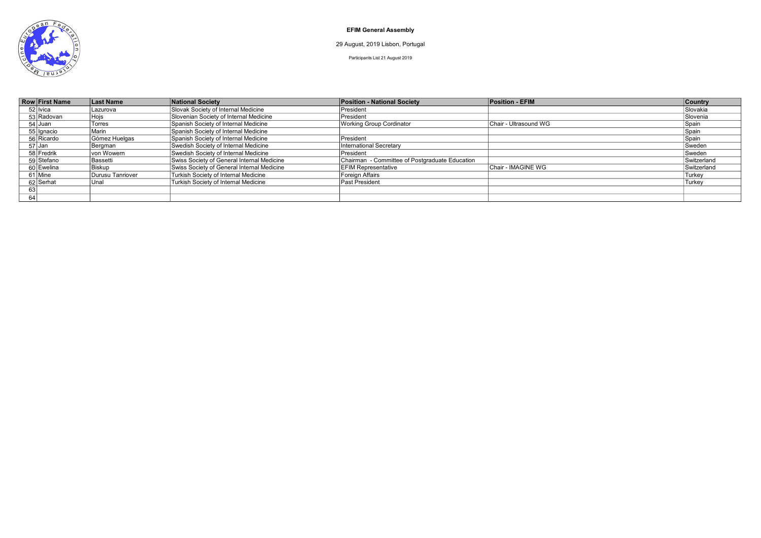**EFIM General Assembly**

29 August, 2019 Lisbon, Portugal

Participants List 21 August 2019

| Row | First Name | Last Name | National Society | Position - National Society | Position - EFIM | Country |
|---|---|---|---|---|---|---|
| 52 | Ivica | Lazurova | Slovak Society of Internal Medicine | President | | Slovakia |
| 53 | Radovan | Hojs | Slovenian Society of Internal Medicine | President | | Slovenia |
| 54 | Juan | Torres | Spanish Society of Internal Medicine | Working Group Cordinator | Chair - Ultrasound WG | Spain |
| 55 | Ignacio | Marin | Spanish Society of Internal Medicine | | | Spain |
| 56 | Ricardo | Gómez Huelgas | Spanish Society of Internal Medicine | President | | Spain |
| 57 | Jan | Bergman | Swedish Society of Internal Medicine | International Secretary | | Sweden |
| 58 | Fredrik | von Wowern | Swedish Society of Internal Medicine | President | | Sweden |
| 59 | Stefano | Bassetti | Swiss Society of General Internal Medicine | Chairman - Committee of Postgraduate Education | | Switzerland |
| 60 | Ewelina | Biskup | Swiss Society of General Internal Medicine | EFIM Representative | Chair - IMAGINE WG | Switzerland |
| 61 | Mine | Durusu Tanriover | Turkish Society of Internal Medicine | Foreign Affairs | | Turkey |
| 62 | Serhat | Unal | Turkish Society of Internal Medicine | Past President | | Turkey |
| 63 | | | | | | |
| 64 | | | | | | |